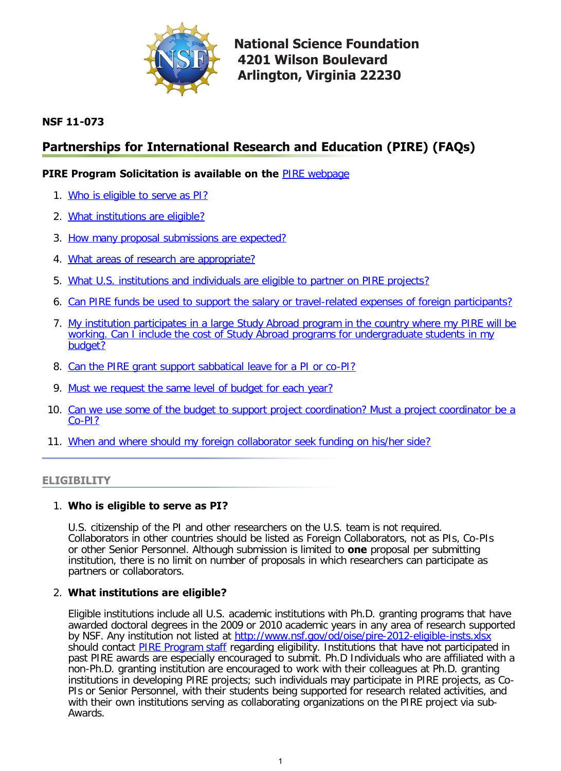National Science Foundation
4201 Wilson Boulevard
Arlington, Virginia 22230

**NSF 11-073**

# Partnerships for International Research and Education (PIRE) (FAQs)

**PIRE Program Solicitation is available on the** PIRE webpage

1. Who is eligible to serve as PI?
2. What institutions are eligible?
3. How many proposal submissions are expected?
4. What areas of research are appropriate?
5. What U.S. institutions and individuals are eligible to partner on PIRE projects?
6. Can PIRE funds be used to support the salary or travel-related expenses of foreign participants?
7. My institution participates in a large Study Abroad program in the country where my PIRE will be working. Can I include the cost of Study Abroad programs for undergraduate students in my budget?
8. Can the PIRE grant support sabbatical leave for a PI or co-PI?
9. Must we request the same level of budget for each year?
10. Can we use some of the budget to support project coordination? Must a project coordinator be a Co-PI?
11. When and where should my foreign collaborator seek funding on his/her side?

## ELIGIBILITY

1. **Who is eligible to serve as PI?**

   U.S. citizenship of the PI and other researchers on the U.S. team is not required. Collaborators in other countries should be listed as Foreign Collaborators, not as PIs, Co-PIs or other Senior Personnel. Although submission is limited to **one** proposal per submitting institution, there is no limit on number of proposals in which researchers can participate as partners or collaborators.

2. **What institutions are eligible?**

   Eligible institutions include all U.S. academic institutions with Ph.D. granting programs that have awarded doctoral degrees in the 2009 or 2010 academic years in any area of research supported by NSF. Any institution not listed at http://www.nsf.gov/od/oise/pire-2012-eligible-insts.xlsx should contact PIRE Program staff regarding eligibility. Institutions that have not participated in past PIRE awards are especially encouraged to submit. Ph.D Individuals who are affiliated with a non-Ph.D. granting institution are encouraged to work with their colleagues at Ph.D. granting institutions in developing PIRE projects; such individuals may participate in PIRE projects, as Co-PIs or Senior Personnel, with their students being supported for research related activities, and with their own institutions serving as collaborating organizations on the PIRE project via sub-Awards.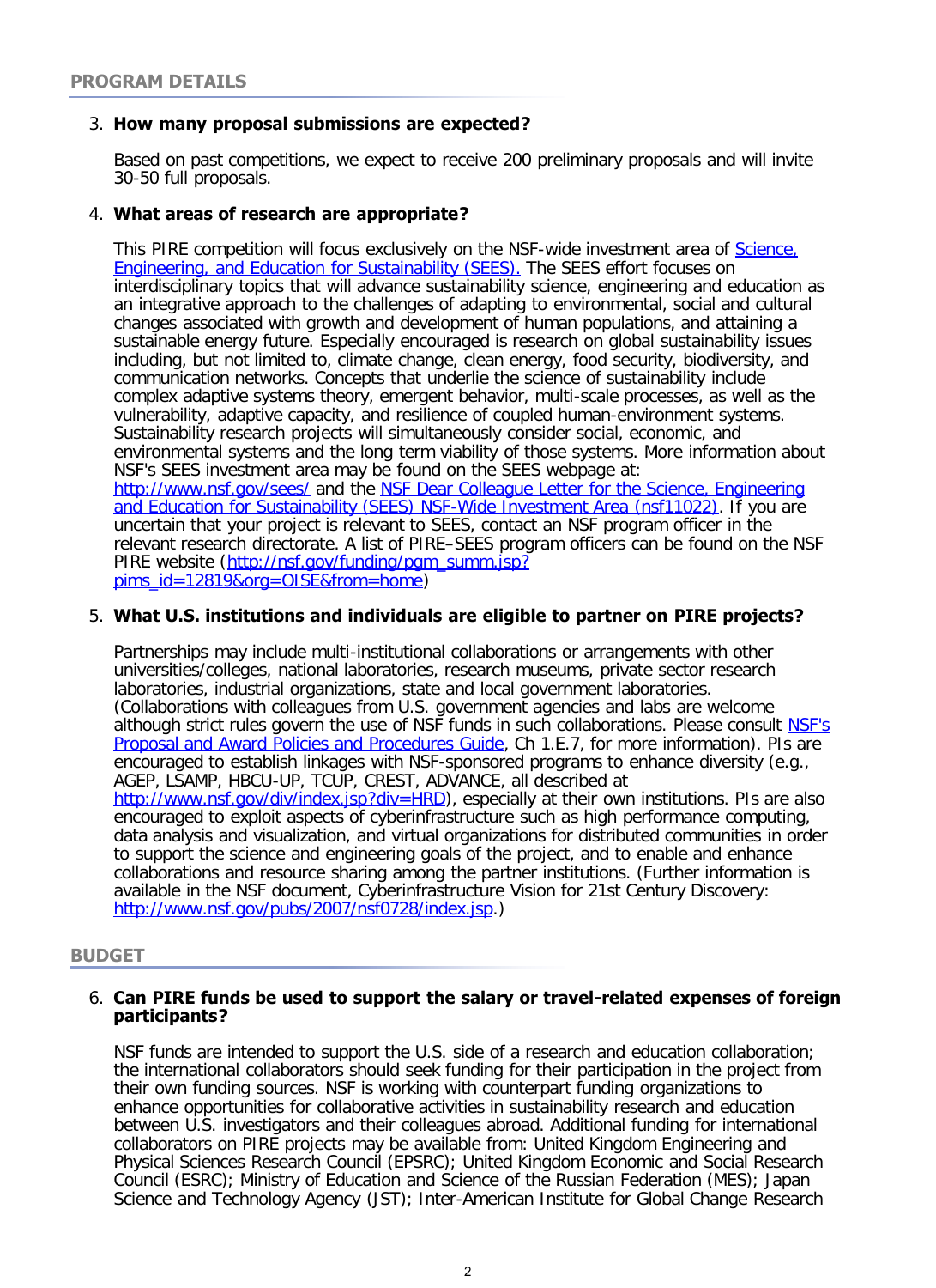## PROGRAM DETAILS

3. **How many proposal submissions are expected?**

   Based on past competitions, we expect to receive 200 preliminary proposals and will invite 30-50 full proposals.

4. **What areas of research are appropriate?**

   This PIRE competition will focus exclusively on the NSF-wide investment area of [Science, Engineering, and Education for Sustainability (SEES).](#) The SEES effort focuses on interdisciplinary topics that will advance sustainability science, engineering and education as an integrative approach to the challenges of adapting to environmental, social and cultural changes associated with growth and development of human populations, and attaining a sustainable energy future. Especially encouraged is research on global sustainability issues including, but not limited to, climate change, clean energy, food security, biodiversity, and communication networks. Concepts that underlie the science of sustainability include complex adaptive systems theory, emergent behavior, multi-scale processes, as well as the vulnerability, adaptive capacity, and resilience of coupled human-environment systems. Sustainability research projects will simultaneously consider social, economic, and environmental systems and the long term viability of those systems. More information about NSF's SEES investment area may be found on the SEES webpage at: [http://www.nsf.gov/sees/](http://www.nsf.gov/sees/) and the [NSF Dear Colleague Letter for the Science, Engineering and Education for Sustainability (SEES) NSF-Wide Investment Area (nsf11022)](#). If you are uncertain that your project is relevant to SEES, contact an NSF program officer in the relevant research directorate. A list of PIRE–SEES program officers can be found on the NSF PIRE website ([http://nsf.gov/funding/pgm_summ.jsp?pims_id=12819&org=OISE&from=home](http://nsf.gov/funding/pgm_summ.jsp?pims_id=12819&org=OISE&from=home))

5. **What U.S. institutions and individuals are eligible to partner on PIRE projects?**

   Partnerships may include multi-institutional collaborations or arrangements with other universities/colleges, national laboratories, research museums, private sector research laboratories, industrial organizations, state and local government laboratories. (Collaborations with colleagues from U.S. government agencies and labs are welcome although strict rules govern the use of NSF funds in such collaborations. Please consult [NSF's Proposal and Award Policies and Procedures Guide](#), Ch 1.E.7, for more information). PIs are encouraged to establish linkages with NSF-sponsored programs to enhance diversity (e.g., AGEP, LSAMP, HBCU-UP, TCUP, CREST, ADVANCE, all described at [http://www.nsf.gov/div/index.jsp?div=HRD](http://www.nsf.gov/div/index.jsp?div=HRD)), especially at their own institutions. PIs are also encouraged to exploit aspects of cyberinfrastructure such as high performance computing, data analysis and visualization, and virtual organizations for distributed communities in order to support the science and engineering goals of the project, and to enable and enhance collaborations and resource sharing among the partner institutions. (Further information is available in the NSF document, Cyberinfrastructure Vision for 21st Century Discovery: [http://www.nsf.gov/pubs/2007/nsf0728/index.jsp](http://www.nsf.gov/pubs/2007/nsf0728/index.jsp).)

## BUDGET

6. **Can PIRE funds be used to support the salary or travel-related expenses of foreign participants?**

   NSF funds are intended to support the U.S. side of a research and education collaboration; the international collaborators should seek funding for their participation in the project from their own funding sources. NSF is working with counterpart funding organizations to enhance opportunities for collaborative activities in sustainability research and education between U.S. investigators and their colleagues abroad. Additional funding for international collaborators on PIRE projects may be available from: United Kingdom Engineering and Physical Sciences Research Council (EPSRC); United Kingdom Economic and Social Research Council (ESRC); Ministry of Education and Science of the Russian Federation (MES); Japan Science and Technology Agency (JST); Inter-American Institute for Global Change Research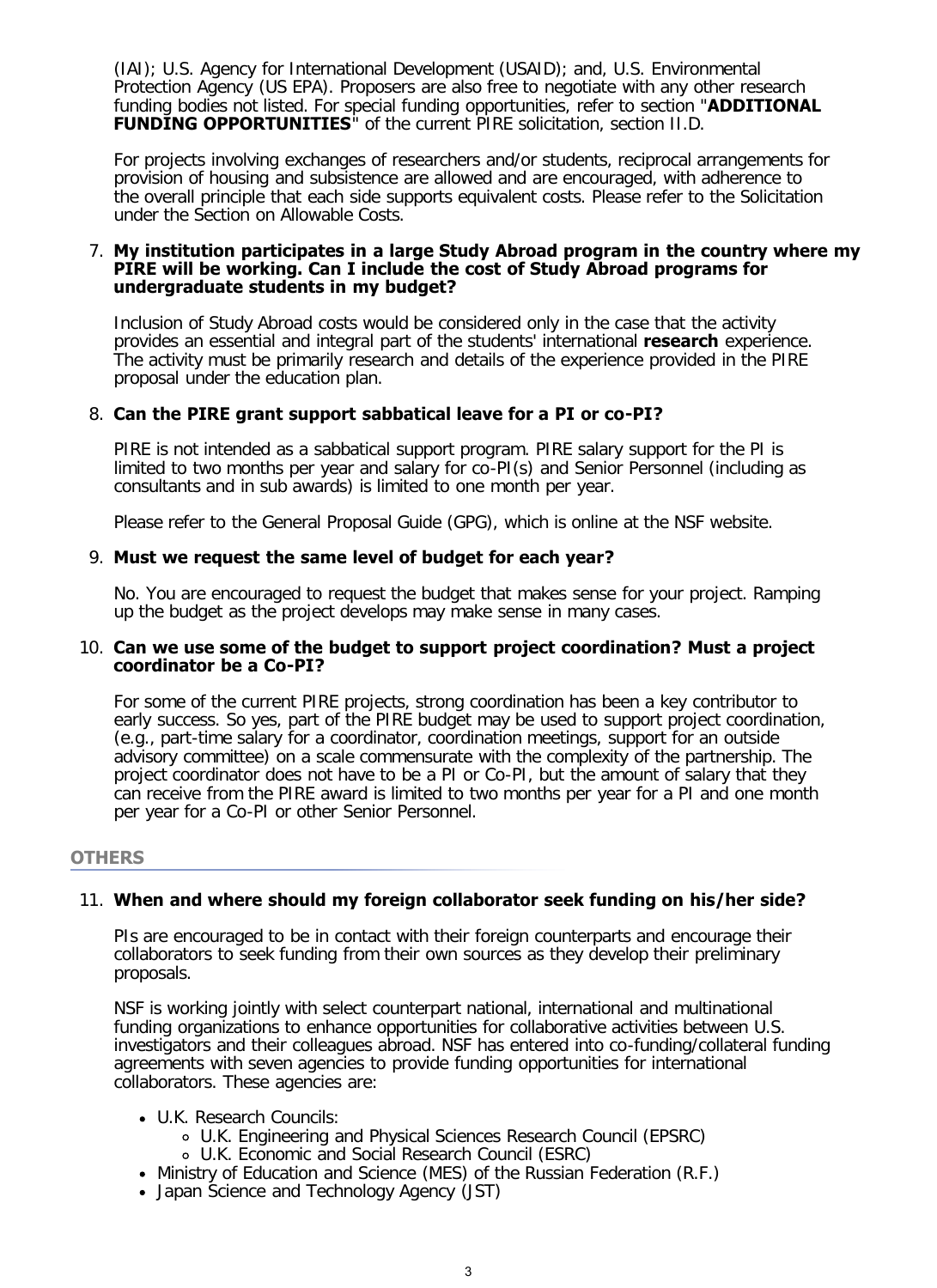(IAI); U.S. Agency for International Development (USAID); and, U.S. Environmental Protection Agency (US EPA). Proposers are also free to negotiate with any other research funding bodies not listed. For special funding opportunities, refer to section "**ADDITIONAL FUNDING OPPORTUNITIES**" of the current PIRE solicitation, section II.D.

For projects involving exchanges of researchers and/or students, reciprocal arrangements for provision of housing and subsistence are allowed and are encouraged, with adherence to the overall principle that each side supports equivalent costs. Please refer to the Solicitation under the Section on Allowable Costs.

7. **My institution participates in a large Study Abroad program in the country where my PIRE will be working. Can I include the cost of Study Abroad programs for undergraduate students in my budget?**

   Inclusion of Study Abroad costs would be considered only in the case that the activity provides an essential and integral part of the students' international **research** experience. The activity must be primarily research and details of the experience provided in the PIRE proposal under the education plan.

8. **Can the PIRE grant support sabbatical leave for a PI or co-PI?**

   PIRE is not intended as a sabbatical support program. PIRE salary support for the PI is limited to two months per year and salary for co-PI(s) and Senior Personnel (including as consultants and in sub awards) is limited to one month per year.

   Please refer to the General Proposal Guide (GPG), which is online at the NSF website.

9. **Must we request the same level of budget for each year?**

   No. You are encouraged to request the budget that makes sense for your project. Ramping up the budget as the project develops may make sense in many cases.

10. **Can we use some of the budget to support project coordination? Must a project coordinator be a Co-PI?**

    For some of the current PIRE projects, strong coordination has been a key contributor to early success. So yes, part of the PIRE budget may be used to support project coordination, (e.g., part-time salary for a coordinator, coordination meetings, support for an outside advisory committee) on a scale commensurate with the complexity of the partnership. The project coordinator does not have to be a PI or Co-PI, but the amount of salary that they can receive from the PIRE award is limited to two months per year for a PI and one month per year for a Co-PI or other Senior Personnel.

## OTHERS

11. **When and where should my foreign collaborator seek funding on his/her side?**

    PIs are encouraged to be in contact with their foreign counterparts and encourage their collaborators to seek funding from their own sources as they develop their preliminary proposals.

    NSF is working jointly with select counterpart national, international and multinational funding organizations to enhance opportunities for collaborative activities between U.S. investigators and their colleagues abroad. NSF has entered into co-funding/collateral funding agreements with seven agencies to provide funding opportunities for international collaborators. These agencies are:

    - U.K. Research Councils:
      - U.K. Engineering and Physical Sciences Research Council (EPSRC)
      - U.K. Economic and Social Research Council (ESRC)
    - Ministry of Education and Science (MES) of the Russian Federation (R.F.)
    - Japan Science and Technology Agency (JST)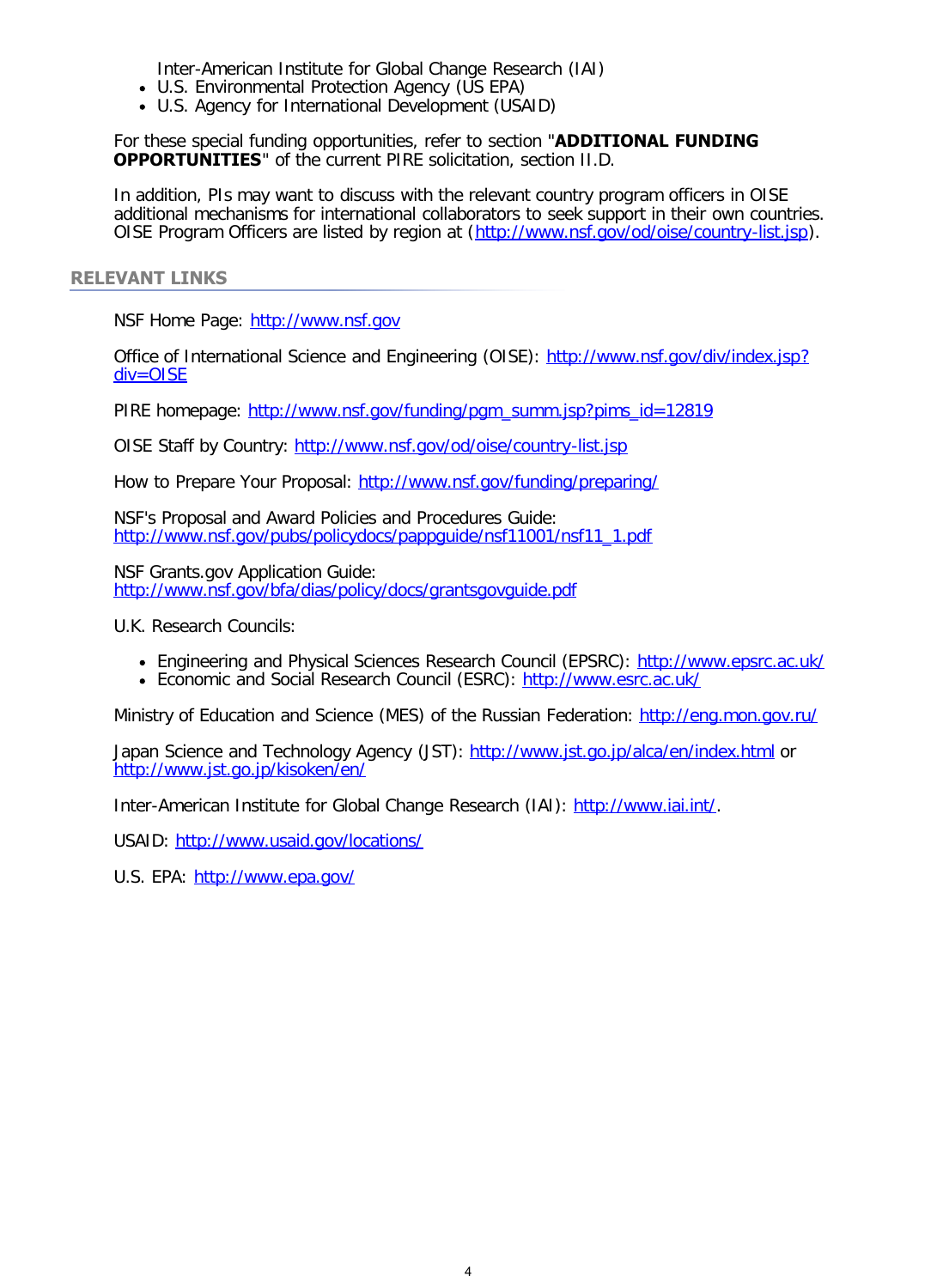- Inter-American Institute for Global Change Research (IAI)
- U.S. Environmental Protection Agency (US EPA)
- U.S. Agency for International Development (USAID)

For these special funding opportunities, refer to section "**ADDITIONAL FUNDING OPPORTUNITIES**" of the current PIRE solicitation, section II.D.

In addition, PIs may want to discuss with the relevant country program officers in OISE additional mechanisms for international collaborators to seek support in their own countries. OISE Program Officers are listed by region at (http://www.nsf.gov/od/oise/country-list.jsp).

## RELEVANT LINKS

NSF Home Page: http://www.nsf.gov

Office of International Science and Engineering (OISE): http://www.nsf.gov/div/index.jsp?div=OISE

PIRE homepage: http://www.nsf.gov/funding/pgm_summ.jsp?pims_id=12819

OISE Staff by Country: http://www.nsf.gov/od/oise/country-list.jsp

How to Prepare Your Proposal: http://www.nsf.gov/funding/preparing/

NSF's Proposal and Award Policies and Procedures Guide: http://www.nsf.gov/pubs/policydocs/pappguide/nsf11001/nsf11_1.pdf

NSF Grants.gov Application Guide: http://www.nsf.gov/bfa/dias/policy/docs/grantsgovguide.pdf

U.K. Research Councils:

- Engineering and Physical Sciences Research Council (EPSRC): http://www.epsrc.ac.uk/
- Economic and Social Research Council (ESRC): http://www.esrc.ac.uk/

Ministry of Education and Science (MES) of the Russian Federation: http://eng.mon.gov.ru/

Japan Science and Technology Agency (JST): http://www.jst.go.jp/alca/en/index.html or http://www.jst.go.jp/kisoken/en/

Inter-American Institute for Global Change Research (IAI): http://www.iai.int/.

USAID: http://www.usaid.gov/locations/

U.S. EPA: http://www.epa.gov/